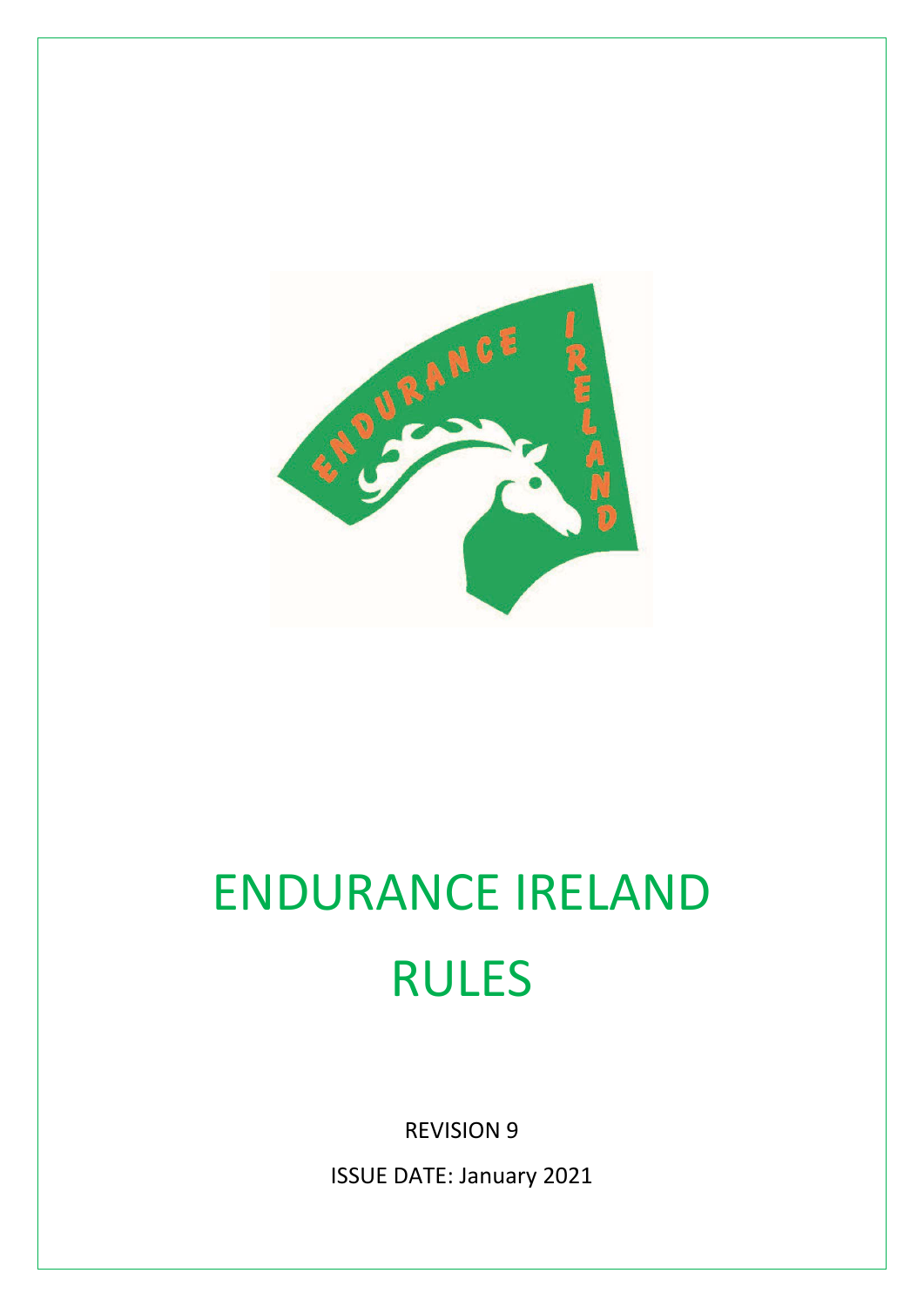# ENDURANCE IRELAND RULES

REVISION 9

ISSUE DATE: January 2021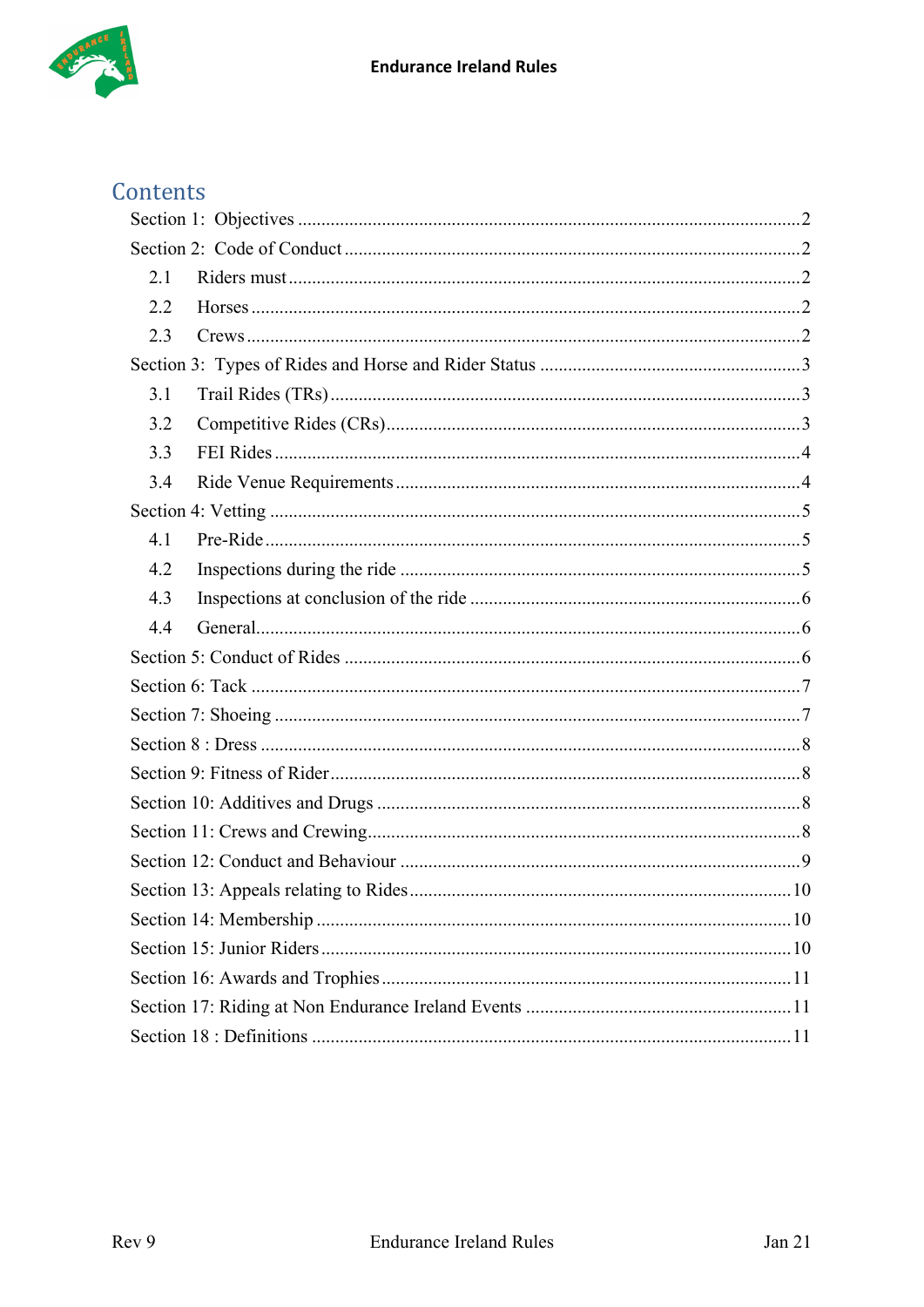# Contents

Section 1: Objectives .......................................................... 2

Section 2: Code of Conduct .......................................................... 2

- 2.1 Riders must .......................................................... 2
- 2.2 Horses .......................................................... 2
- 2.3 Crews .......................................................... 2

Section 3: Types of Rides and Horse and Rider Status .......................................................... 3

- 3.1 Trail Rides (TRs) .......................................................... 3
- 3.2 Competitive Rides (CRs) .......................................................... 3
- 3.3 FEI Rides .......................................................... 4
- 3.4 Ride Venue Requirements .......................................................... 4

Section 4: Vetting .......................................................... 5

- 4.1 Pre-Ride .......................................................... 5
- 4.2 Inspections during the ride .......................................................... 5
- 4.3 Inspections at conclusion of the ride .......................................................... 6
- 4.4 General .......................................................... 6

Section 5: Conduct of Rides .......................................................... 6

Section 6: Tack .......................................................... 7

Section 7: Shoeing .......................................................... 7

Section 8 : Dress .......................................................... 8

Section 9: Fitness of Rider .......................................................... 8

Section 10: Additives and Drugs .......................................................... 8

Section 11: Crews and Crewing .......................................................... 8

Section 12: Conduct and Behaviour .......................................................... 9

Section 13: Appeals relating to Rides .......................................................... 10

Section 14: Membership .......................................................... 10

Section 15: Junior Riders .......................................................... 10

Section 16: Awards and Trophies .......................................................... 11

Section 17: Riding at Non Endurance Ireland Events .......................................................... 11

Section 18 : Definitions .......................................................... 11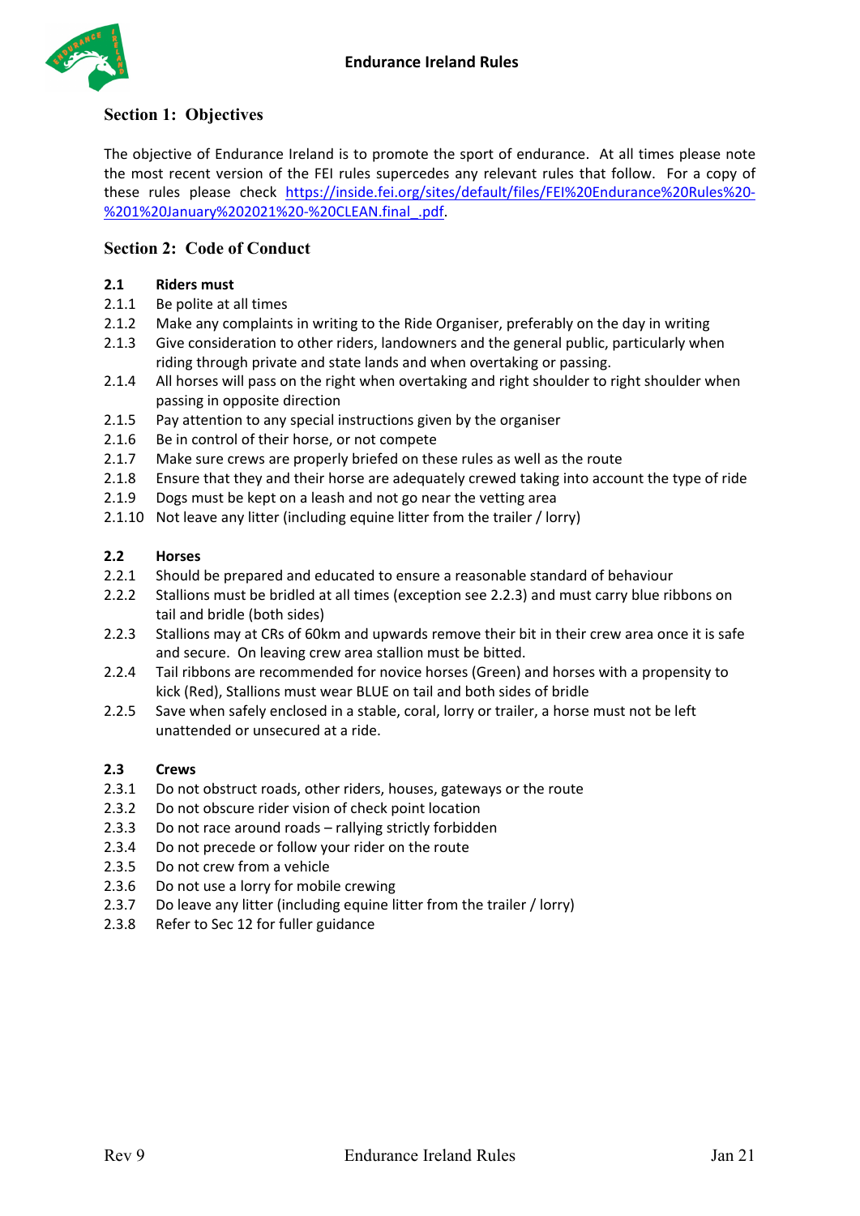## Section 1: Objectives

The objective of Endurance Ireland is to promote the sport of endurance. At all times please note the most recent version of the FEI rules supercedes any relevant rules that follow. For a copy of these rules please check https://inside.fei.org/sites/default/files/FEI%20Endurance%20Rules%20-%201%20January%202021%20-%20CLEAN.final_.pdf.

## Section 2: Code of Conduct

**2.1 Riders must**

2.1.1 Be polite at all times
2.1.2 Make any complaints in writing to the Ride Organiser, preferably on the day in writing
2.1.3 Give consideration to other riders, landowners and the general public, particularly when riding through private and state lands and when overtaking or passing.
2.1.4 All horses will pass on the right when overtaking and right shoulder to right shoulder when passing in opposite direction
2.1.5 Pay attention to any special instructions given by the organiser
2.1.6 Be in control of their horse, or not compete
2.1.7 Make sure crews are properly briefed on these rules as well as the route
2.1.8 Ensure that they and their horse are adequately crewed taking into account the type of ride
2.1.9 Dogs must be kept on a leash and not go near the vetting area
2.1.10 Not leave any litter (including equine litter from the trailer / lorry)

**2.2 Horses**

2.2.1 Should be prepared and educated to ensure a reasonable standard of behaviour
2.2.2 Stallions must be bridled at all times (exception see 2.2.3) and must carry blue ribbons on tail and bridle (both sides)
2.2.3 Stallions may at CRs of 60km and upwards remove their bit in their crew area once it is safe and secure. On leaving crew area stallion must be bitted.
2.2.4 Tail ribbons are recommended for novice horses (Green) and horses with a propensity to kick (Red), Stallions must wear BLUE on tail and both sides of bridle
2.2.5 Save when safely enclosed in a stable, coral, lorry or trailer, a horse must not be left unattended or unsecured at a ride.

**2.3 Crews**

2.3.1 Do not obstruct roads, other riders, houses, gateways or the route
2.3.2 Do not obscure rider vision of check point location
2.3.3 Do not race around roads – rallying strictly forbidden
2.3.4 Do not precede or follow your rider on the route
2.3.5 Do not crew from a vehicle
2.3.6 Do not use a lorry for mobile crewing
2.3.7 Do leave any litter (including equine litter from the trailer / lorry)
2.3.8 Refer to Sec 12 for fuller guidance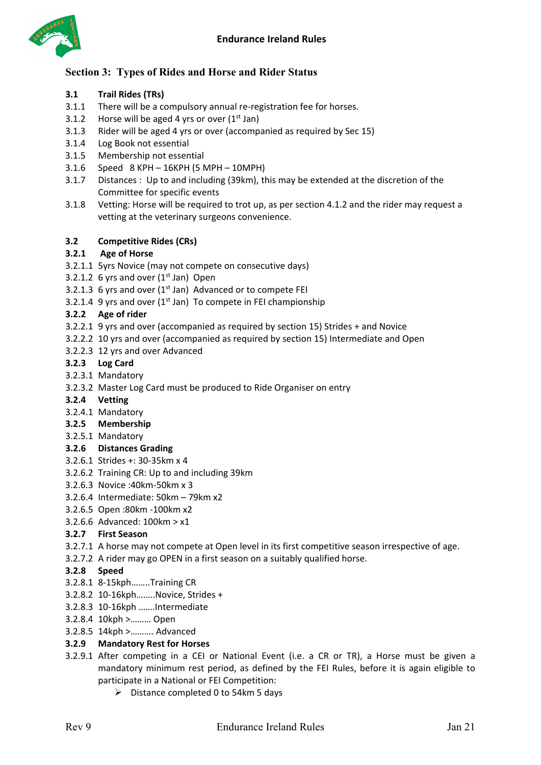## Section 3: Types of Rides and Horse and Rider Status

**3.1 Trail Rides (TRs)**

3.1.1 There will be a compulsory annual re-registration fee for horses.

3.1.2 Horse will be aged 4 yrs or over (1st Jan)

3.1.3 Rider will be aged 4 yrs or over (accompanied as required by Sec 15)

3.1.4 Log Book not essential

3.1.5 Membership not essential

3.1.6 Speed 8 KPH – 16KPH (5 MPH – 10MPH)

3.1.7 Distances : Up to and including (39km), this may be extended at the discretion of the Committee for specific events

3.1.8 Vetting: Horse will be required to trot up, as per section 4.1.2 and the rider may request a vetting at the veterinary surgeons convenience.

**3.2 Competitive Rides (CRs)**

**3.2.1 Age of Horse**

3.2.1.1 5yrs Novice (may not compete on consecutive days)

3.2.1.2 6 yrs and over (1st Jan) Open

3.2.1.3 6 yrs and over (1st Jan) Advanced or to compete FEI

3.2.1.4 9 yrs and over (1st Jan) To compete in FEI championship

**3.2.2 Age of rider**

3.2.2.1 9 yrs and over (accompanied as required by section 15) Strides + and Novice

3.2.2.2 10 yrs and over (accompanied as required by section 15) Intermediate and Open

3.2.2.3 12 yrs and over Advanced

**3.2.3 Log Card**

3.2.3.1 Mandatory

3.2.3.2 Master Log Card must be produced to Ride Organiser on entry

**3.2.4 Vetting**

3.2.4.1 Mandatory

**3.2.5 Membership**

3.2.5.1 Mandatory

**3.2.6 Distances Grading**

3.2.6.1 Strides +: 30-35km x 4

3.2.6.2 Training CR: Up to and including 39km

3.2.6.3 Novice :40km-50km x 3

3.2.6.4 Intermediate: 50km – 79km x2

3.2.6.5 Open :80km -100km x2

3.2.6.6 Advanced: 100km > x1

**3.2.7 First Season**

3.2.7.1 A horse may not compete at Open level in its first competitive season irrespective of age.

3.2.7.2 A rider may go OPEN in a first season on a suitably qualified horse.

**3.2.8 Speed**

3.2.8.1 8-15kph........Training CR

3.2.8.2 10-16kph........Novice, Strides +

3.2.8.3 10-16kph .......Intermediate

3.2.8.4 10kph >......... Open

3.2.8.5 14kph >.......... Advanced

**3.2.9 Mandatory Rest for Horses**

3.2.9.1 After competing in a CEI or National Event (i.e. a CR or TR), a Horse must be given a mandatory minimum rest period, as defined by the FEI Rules, before it is again eligible to participate in a National or FEI Competition:

- Distance completed 0 to 54km 5 days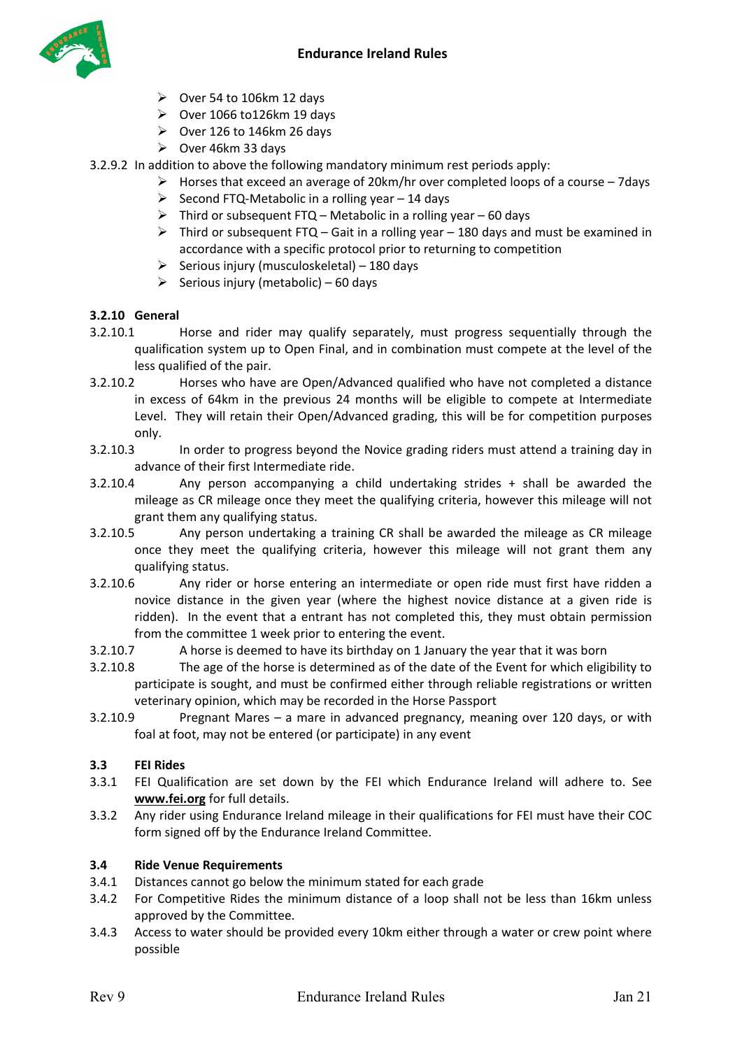- Over 54 to 106km 12 days
- Over 1066 to126km 19 days
- Over 126 to 146km 26 days
- Over 46km 33 days

3.2.9.2 In addition to above the following mandatory minimum rest periods apply:

- Horses that exceed an average of 20km/hr over completed loops of a course – 7days
- Second FTQ-Metabolic in a rolling year – 14 days
- Third or subsequent FTQ – Metabolic in a rolling year – 60 days
- Third or subsequent FTQ – Gait in a rolling year – 180 days and must be examined in accordance with a specific protocol prior to returning to competition
- Serious injury (musculoskeletal) – 180 days
- Serious injury (metabolic) – 60 days

**3.2.10 General**

3.2.10.1 Horse and rider may qualify separately, must progress sequentially through the qualification system up to Open Final, and in combination must compete at the level of the less qualified of the pair.

3.2.10.2 Horses who have are Open/Advanced qualified who have not completed a distance in excess of 64km in the previous 24 months will be eligible to compete at Intermediate Level. They will retain their Open/Advanced grading, this will be for competition purposes only.

3.2.10.3 In order to progress beyond the Novice grading riders must attend a training day in advance of their first Intermediate ride.

3.2.10.4 Any person accompanying a child undertaking strides + shall be awarded the mileage as CR mileage once they meet the qualifying criteria, however this mileage will not grant them any qualifying status.

3.2.10.5 Any person undertaking a training CR shall be awarded the mileage as CR mileage once they meet the qualifying criteria, however this mileage will not grant them any qualifying status.

3.2.10.6 Any rider or horse entering an intermediate or open ride must first have ridden a novice distance in the given year (where the highest novice distance at a given ride is ridden). In the event that a entrant has not completed this, they must obtain permission from the committee 1 week prior to entering the event.

3.2.10.7 A horse is deemed to have its birthday on 1 January the year that it was born

3.2.10.8 The age of the horse is determined as of the date of the Event for which eligibility to participate is sought, and must be confirmed either through reliable registrations or written veterinary opinion, which may be recorded in the Horse Passport

3.2.10.9 Pregnant Mares – a mare in advanced pregnancy, meaning over 120 days, or with foal at foot, may not be entered (or participate) in any event

**3.3 FEI Rides**

3.3.1 FEI Qualification are set down by the FEI which Endurance Ireland will adhere to. See **www.fei.org** for full details.

3.3.2 Any rider using Endurance Ireland mileage in their qualifications for FEI must have their COC form signed off by the Endurance Ireland Committee.

**3.4 Ride Venue Requirements**

3.4.1 Distances cannot go below the minimum stated for each grade

3.4.2 For Competitive Rides the minimum distance of a loop shall not be less than 16km unless approved by the Committee.

3.4.3 Access to water should be provided every 10km either through a water or crew point where possible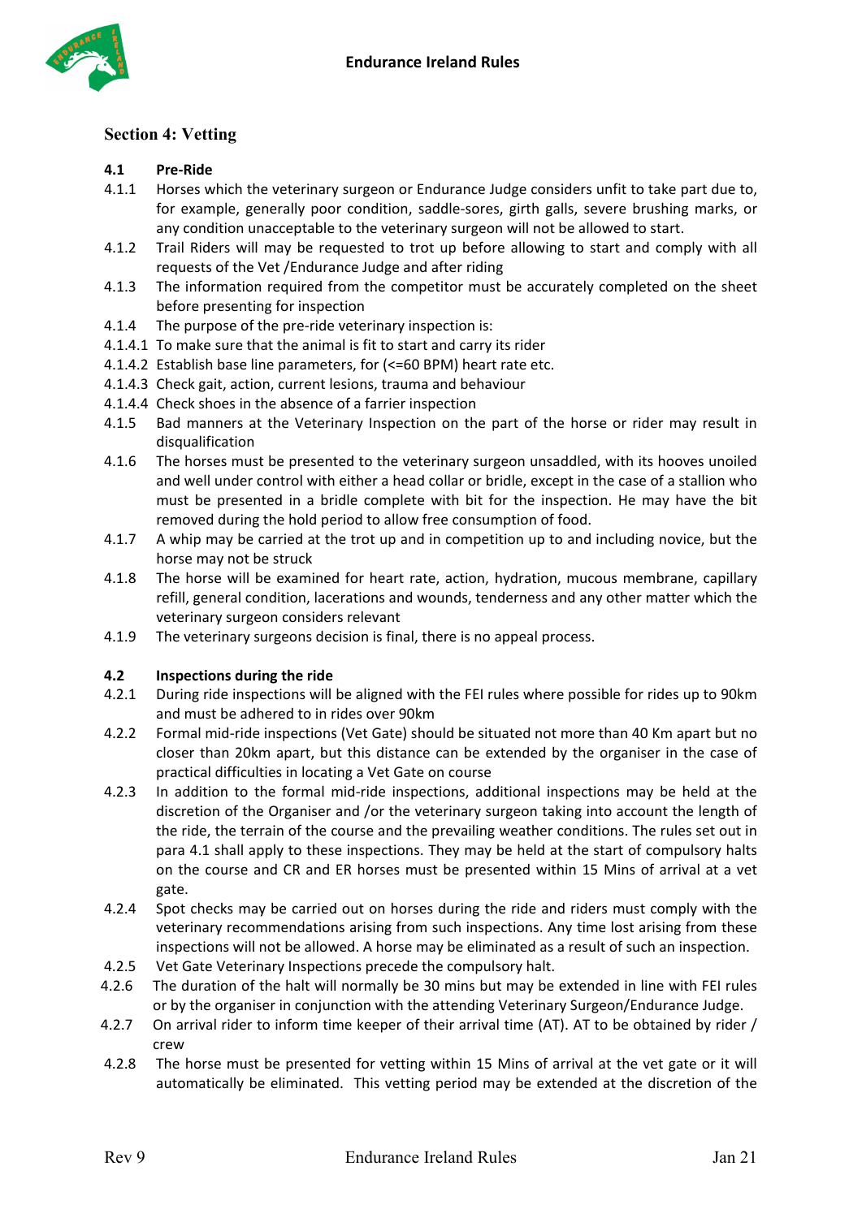## Section 4: Vetting

**4.1 Pre-Ride**

4.1.1 Horses which the veterinary surgeon or Endurance Judge considers unfit to take part due to, for example, generally poor condition, saddle-sores, girth galls, severe brushing marks, or any condition unacceptable to the veterinary surgeon will not be allowed to start.

4.1.2 Trail Riders will may be requested to trot up before allowing to start and comply with all requests of the Vet /Endurance Judge and after riding

4.1.3 The information required from the competitor must be accurately completed on the sheet before presenting for inspection

4.1.4 The purpose of the pre-ride veterinary inspection is:

4.1.4.1 To make sure that the animal is fit to start and carry its rider

4.1.4.2 Establish base line parameters, for (<=60 BPM) heart rate etc.

4.1.4.3 Check gait, action, current lesions, trauma and behaviour

4.1.4.4 Check shoes in the absence of a farrier inspection

4.1.5 Bad manners at the Veterinary Inspection on the part of the horse or rider may result in disqualification

4.1.6 The horses must be presented to the veterinary surgeon unsaddled, with its hooves unoiled and well under control with either a head collar or bridle, except in the case of a stallion who must be presented in a bridle complete with bit for the inspection. He may have the bit removed during the hold period to allow free consumption of food.

4.1.7 A whip may be carried at the trot up and in competition up to and including novice, but the horse may not be struck

4.1.8 The horse will be examined for heart rate, action, hydration, mucous membrane, capillary refill, general condition, lacerations and wounds, tenderness and any other matter which the veterinary surgeon considers relevant

4.1.9 The veterinary surgeons decision is final, there is no appeal process.

**4.2 Inspections during the ride**

4.2.1 During ride inspections will be aligned with the FEI rules where possible for rides up to 90km and must be adhered to in rides over 90km

4.2.2 Formal mid-ride inspections (Vet Gate) should be situated not more than 40 Km apart but no closer than 20km apart, but this distance can be extended by the organiser in the case of practical difficulties in locating a Vet Gate on course

4.2.3 In addition to the formal mid-ride inspections, additional inspections may be held at the discretion of the Organiser and /or the veterinary surgeon taking into account the length of the ride, the terrain of the course and the prevailing weather conditions. The rules set out in para 4.1 shall apply to these inspections. They may be held at the start of compulsory halts on the course and CR and ER horses must be presented within 15 Mins of arrival at a vet gate.

4.2.4 Spot checks may be carried out on horses during the ride and riders must comply with the veterinary recommendations arising from such inspections. Any time lost arising from these inspections will not be allowed. A horse may be eliminated as a result of such an inspection.

4.2.5 Vet Gate Veterinary Inspections precede the compulsory halt.

4.2.6 The duration of the halt will normally be 30 mins but may be extended in line with FEI rules or by the organiser in conjunction with the attending Veterinary Surgeon/Endurance Judge.

4.2.7 On arrival rider to inform time keeper of their arrival time (AT). AT to be obtained by rider / crew

4.2.8 The horse must be presented for vetting within 15 Mins of arrival at the vet gate or it will automatically be eliminated. This vetting period may be extended at the discretion of the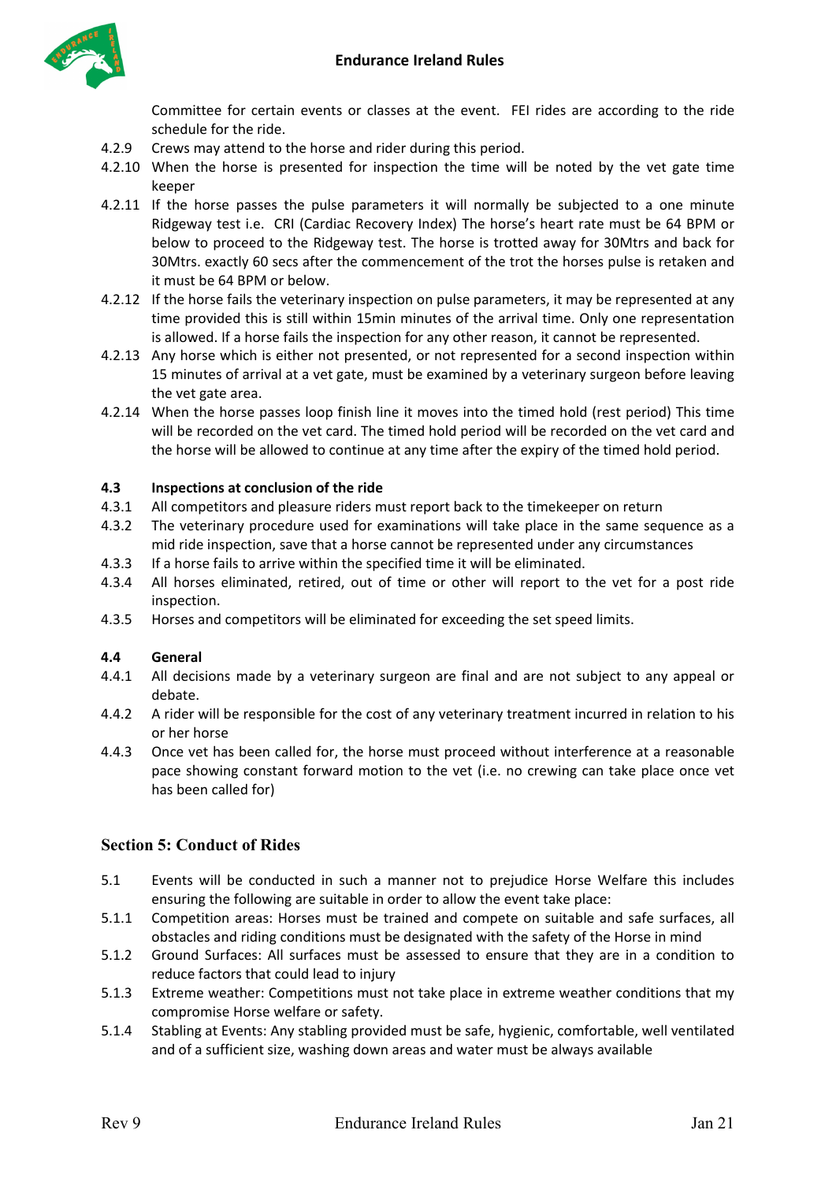Committee for certain events or classes at the event. FEI rides are according to the ride schedule for the ride.

4.2.9 Crews may attend to the horse and rider during this period.

4.2.10 When the horse is presented for inspection the time will be noted by the vet gate time keeper

4.2.11 If the horse passes the pulse parameters it will normally be subjected to a one minute Ridgeway test i.e. CRI (Cardiac Recovery Index) The horse's heart rate must be 64 BPM or below to proceed to the Ridgeway test. The horse is trotted away for 30Mtrs and back for 30Mtrs. exactly 60 secs after the commencement of the trot the horses pulse is retaken and it must be 64 BPM or below.

4.2.12 If the horse fails the veterinary inspection on pulse parameters, it may be represented at any time provided this is still within 15min minutes of the arrival time. Only one representation is allowed. If a horse fails the inspection for any other reason, it cannot be represented.

4.2.13 Any horse which is either not presented, or not represented for a second inspection within 15 minutes of arrival at a vet gate, must be examined by a veterinary surgeon before leaving the vet gate area.

4.2.14 When the horse passes loop finish line it moves into the timed hold (rest period) This time will be recorded on the vet card. The timed hold period will be recorded on the vet card and the horse will be allowed to continue at any time after the expiry of the timed hold period.

**4.3 Inspections at conclusion of the ride**

4.3.1 All competitors and pleasure riders must report back to the timekeeper on return

4.3.2 The veterinary procedure used for examinations will take place in the same sequence as a mid ride inspection, save that a horse cannot be represented under any circumstances

4.3.3 If a horse fails to arrive within the specified time it will be eliminated.

4.3.4 All horses eliminated, retired, out of time or other will report to the vet for a post ride inspection.

4.3.5 Horses and competitors will be eliminated for exceeding the set speed limits.

**4.4 General**

4.4.1 All decisions made by a veterinary surgeon are final and are not subject to any appeal or debate.

4.4.2 A rider will be responsible for the cost of any veterinary treatment incurred in relation to his or her horse

4.4.3 Once vet has been called for, the horse must proceed without interference at a reasonable pace showing constant forward motion to the vet (i.e. no crewing can take place once vet has been called for)

## Section 5: Conduct of Rides

5.1 Events will be conducted in such a manner not to prejudice Horse Welfare this includes ensuring the following are suitable in order to allow the event take place:

5.1.1 Competition areas: Horses must be trained and compete on suitable and safe surfaces, all obstacles and riding conditions must be designated with the safety of the Horse in mind

5.1.2 Ground Surfaces: All surfaces must be assessed to ensure that they are in a condition to reduce factors that could lead to injury

5.1.3 Extreme weather: Competitions must not take place in extreme weather conditions that my compromise Horse welfare or safety.

5.1.4 Stabling at Events: Any stabling provided must be safe, hygienic, comfortable, well ventilated and of a sufficient size, washing down areas and water must be always available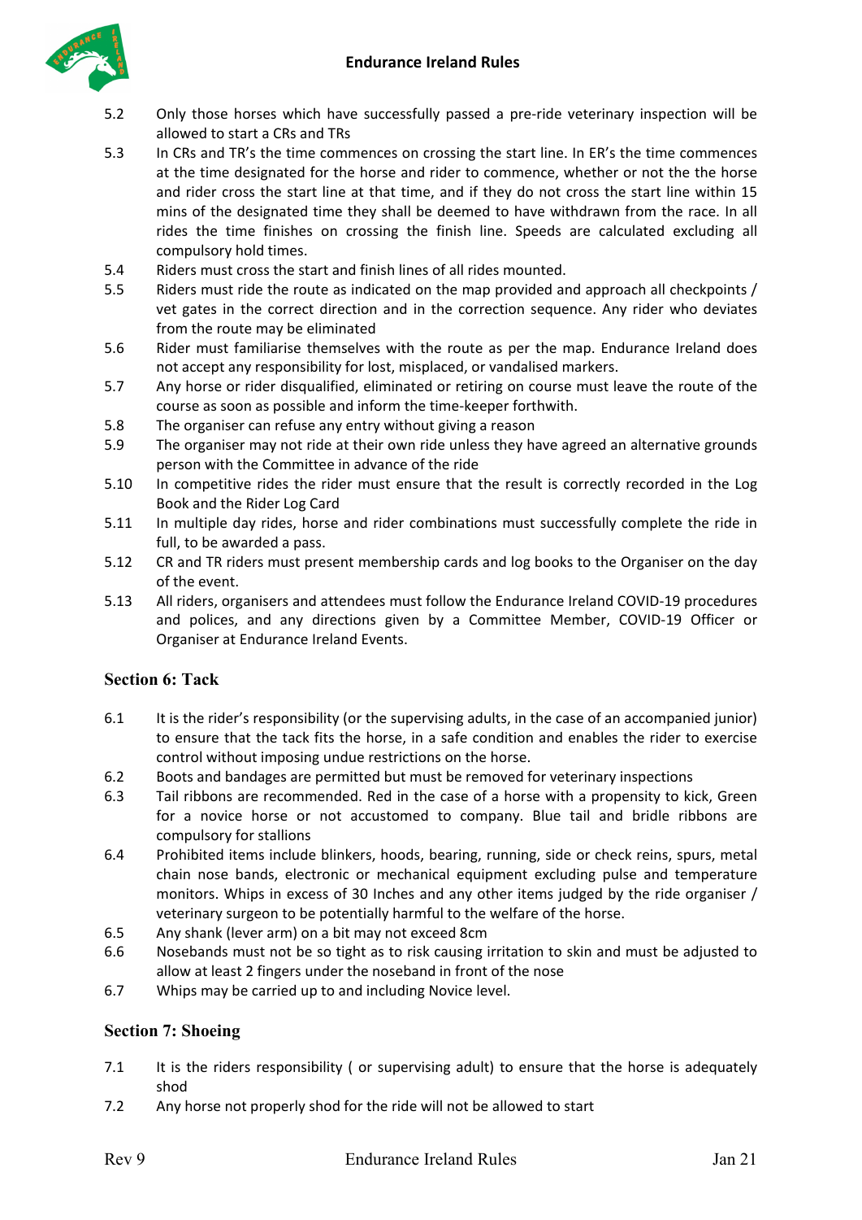5.2 Only those horses which have successfully passed a pre-ride veterinary inspection will be allowed to start a CRs and TRs

5.3 In CRs and TR's the time commences on crossing the start line. In ER's the time commences at the time designated for the horse and rider to commence, whether or not the the horse and rider cross the start line at that time, and if they do not cross the start line within 15 mins of the designated time they shall be deemed to have withdrawn from the race. In all rides the time finishes on crossing the finish line. Speeds are calculated excluding all compulsory hold times.

5.4 Riders must cross the start and finish lines of all rides mounted.

5.5 Riders must ride the route as indicated on the map provided and approach all checkpoints / vet gates in the correct direction and in the correction sequence. Any rider who deviates from the route may be eliminated

5.6 Rider must familiarise themselves with the route as per the map. Endurance Ireland does not accept any responsibility for lost, misplaced, or vandalised markers.

5.7 Any horse or rider disqualified, eliminated or retiring on course must leave the route of the course as soon as possible and inform the time-keeper forthwith.

5.8 The organiser can refuse any entry without giving a reason

5.9 The organiser may not ride at their own ride unless they have agreed an alternative grounds person with the Committee in advance of the ride

5.10 In competitive rides the rider must ensure that the result is correctly recorded in the Log Book and the Rider Log Card

5.11 In multiple day rides, horse and rider combinations must successfully complete the ride in full, to be awarded a pass.

5.12 CR and TR riders must present membership cards and log books to the Organiser on the day of the event.

5.13 All riders, organisers and attendees must follow the Endurance Ireland COVID-19 procedures and polices, and any directions given by a Committee Member, COVID-19 Officer or Organiser at Endurance Ireland Events.

## Section 6: Tack

6.1 It is the rider's responsibility (or the supervising adults, in the case of an accompanied junior) to ensure that the tack fits the horse, in a safe condition and enables the rider to exercise control without imposing undue restrictions on the horse.

6.2 Boots and bandages are permitted but must be removed for veterinary inspections

6.3 Tail ribbons are recommended. Red in the case of a horse with a propensity to kick, Green for a novice horse or not accustomed to company. Blue tail and bridle ribbons are compulsory for stallions

6.4 Prohibited items include blinkers, hoods, bearing, running, side or check reins, spurs, metal chain nose bands, electronic or mechanical equipment excluding pulse and temperature monitors. Whips in excess of 30 Inches and any other items judged by the ride organiser / veterinary surgeon to be potentially harmful to the welfare of the horse.

6.5 Any shank (lever arm) on a bit may not exceed 8cm

6.6 Nosebands must not be so tight as to risk causing irritation to skin and must be adjusted to allow at least 2 fingers under the noseband in front of the nose

6.7 Whips may be carried up to and including Novice level.

## Section 7: Shoeing

7.1 It is the riders responsibility ( or supervising adult) to ensure that the horse is adequately shod

7.2 Any horse not properly shod for the ride will not be allowed to start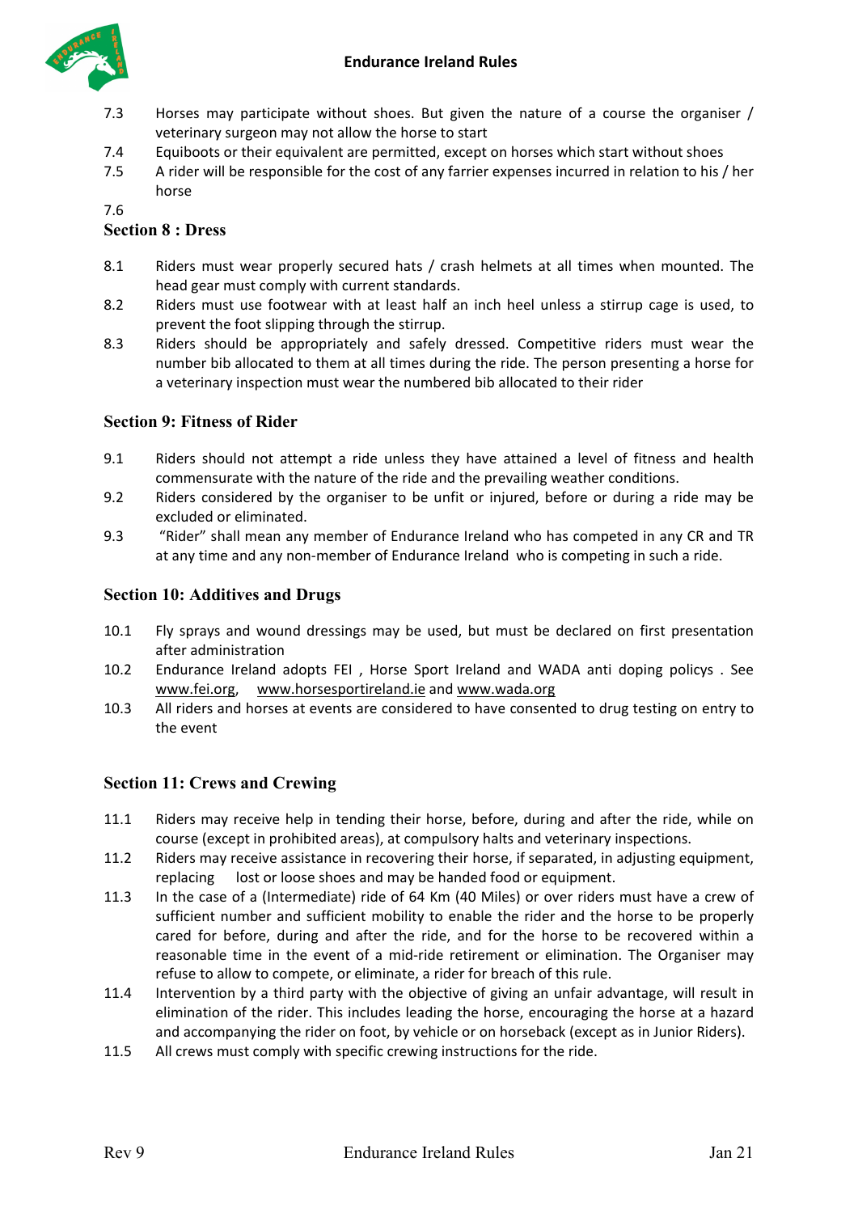7.3 Horses may participate without shoes. But given the nature of a course the organiser / veterinary surgeon may not allow the horse to start

7.4 Equiboots or their equivalent are permitted, except on horses which start without shoes

7.5 A rider will be responsible for the cost of any farrier expenses incurred in relation to his / her horse

7.6

## Section 8 : Dress

8.1 Riders must wear properly secured hats / crash helmets at all times when mounted. The head gear must comply with current standards.

8.2 Riders must use footwear with at least half an inch heel unless a stirrup cage is used, to prevent the foot slipping through the stirrup.

8.3 Riders should be appropriately and safely dressed. Competitive riders must wear the number bib allocated to them at all times during the ride. The person presenting a horse for a veterinary inspection must wear the numbered bib allocated to their rider

## Section 9: Fitness of Rider

9.1 Riders should not attempt a ride unless they have attained a level of fitness and health commensurate with the nature of the ride and the prevailing weather conditions.

9.2 Riders considered by the organiser to be unfit or injured, before or during a ride may be excluded or eliminated.

9.3 "Rider" shall mean any member of Endurance Ireland who has competed in any CR and TR at any time and any non-member of Endurance Ireland who is competing in such a ride.

## Section 10: Additives and Drugs

10.1 Fly sprays and wound dressings may be used, but must be declared on first presentation after administration

10.2 Endurance Ireland adopts FEI , Horse Sport Ireland and WADA anti doping policys . See www.fei.org, www.horsesportireland.ie and www.wada.org

10.3 All riders and horses at events are considered to have consented to drug testing on entry to the event

## Section 11: Crews and Crewing

11.1 Riders may receive help in tending their horse, before, during and after the ride, while on course (except in prohibited areas), at compulsory halts and veterinary inspections.

11.2 Riders may receive assistance in recovering their horse, if separated, in adjusting equipment, replacing lost or loose shoes and may be handed food or equipment.

11.3 In the case of a (Intermediate) ride of 64 Km (40 Miles) or over riders must have a crew of sufficient number and sufficient mobility to enable the rider and the horse to be properly cared for before, during and after the ride, and for the horse to be recovered within a reasonable time in the event of a mid-ride retirement or elimination. The Organiser may refuse to allow to compete, or eliminate, a rider for breach of this rule.

11.4 Intervention by a third party with the objective of giving an unfair advantage, will result in elimination of the rider. This includes leading the horse, encouraging the horse at a hazard and accompanying the rider on foot, by vehicle or on horseback (except as in Junior Riders).

11.5 All crews must comply with specific crewing instructions for the ride.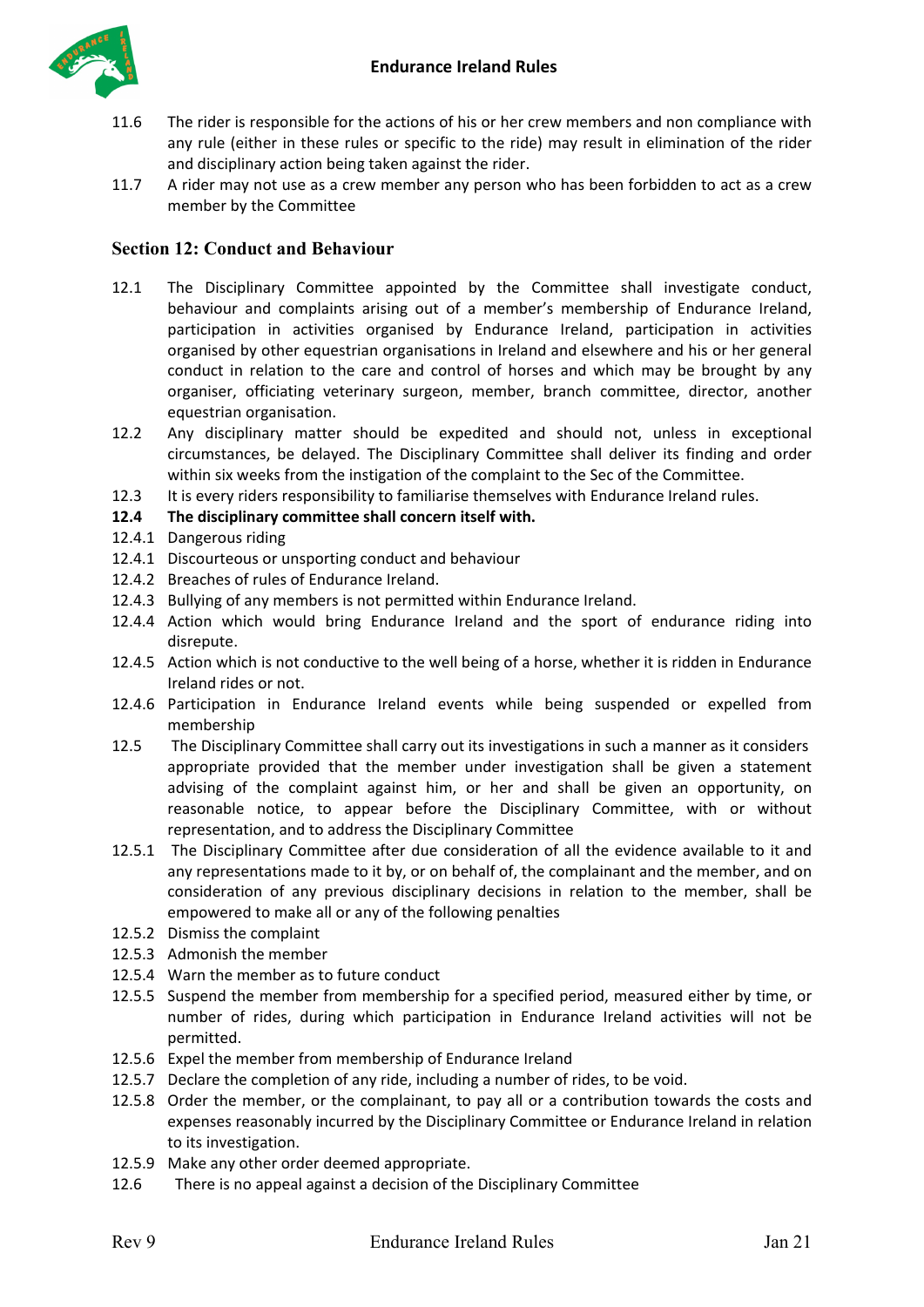11.6 The rider is responsible for the actions of his or her crew members and non compliance with any rule (either in these rules or specific to the ride) may result in elimination of the rider and disciplinary action being taken against the rider.

11.7 A rider may not use as a crew member any person who has been forbidden to act as a crew member by the Committee

## Section 12: Conduct and Behaviour

12.1 The Disciplinary Committee appointed by the Committee shall investigate conduct, behaviour and complaints arising out of a member's membership of Endurance Ireland, participation in activities organised by Endurance Ireland, participation in activities organised by other equestrian organisations in Ireland and elsewhere and his or her general conduct in relation to the care and control of horses and which may be brought by any organiser, officiating veterinary surgeon, member, branch committee, director, another equestrian organisation.

12.2 Any disciplinary matter should be expedited and should not, unless in exceptional circumstances, be delayed. The Disciplinary Committee shall deliver its finding and order within six weeks from the instigation of the complaint to the Sec of the Committee.

12.3 It is every riders responsibility to familiarise themselves with Endurance Ireland rules.

**12.4 The disciplinary committee shall concern itself with.**

12.4.1 Dangerous riding

12.4.1 Discourteous or unsporting conduct and behaviour

12.4.2 Breaches of rules of Endurance Ireland.

12.4.3 Bullying of any members is not permitted within Endurance Ireland.

12.4.4 Action which would bring Endurance Ireland and the sport of endurance riding into disrepute.

12.4.5 Action which is not conductive to the well being of a horse, whether it is ridden in Endurance Ireland rides or not.

12.4.6 Participation in Endurance Ireland events while being suspended or expelled from membership

12.5 The Disciplinary Committee shall carry out its investigations in such a manner as it considers appropriate provided that the member under investigation shall be given a statement advising of the complaint against him, or her and shall be given an opportunity, on reasonable notice, to appear before the Disciplinary Committee, with or without representation, and to address the Disciplinary Committee

12.5.1 The Disciplinary Committee after due consideration of all the evidence available to it and any representations made to it by, or on behalf of, the complainant and the member, and on consideration of any previous disciplinary decisions in relation to the member, shall be empowered to make all or any of the following penalties

12.5.2 Dismiss the complaint

12.5.3 Admonish the member

12.5.4 Warn the member as to future conduct

12.5.5 Suspend the member from membership for a specified period, measured either by time, or number of rides, during which participation in Endurance Ireland activities will not be permitted.

12.5.6 Expel the member from membership of Endurance Ireland

12.5.7 Declare the completion of any ride, including a number of rides, to be void.

12.5.8 Order the member, or the complainant, to pay all or a contribution towards the costs and expenses reasonably incurred by the Disciplinary Committee or Endurance Ireland in relation to its investigation.

12.5.9 Make any other order deemed appropriate.

12.6 There is no appeal against a decision of the Disciplinary Committee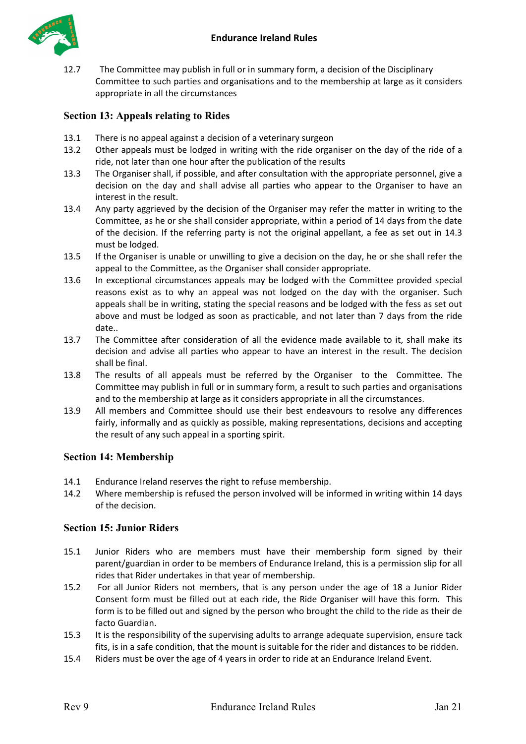12.7 The Committee may publish in full or in summary form, a decision of the Disciplinary Committee to such parties and organisations and to the membership at large as it considers appropriate in all the circumstances

## Section 13: Appeals relating to Rides

13.1 There is no appeal against a decision of a veterinary surgeon

13.2 Other appeals must be lodged in writing with the ride organiser on the day of the ride of a ride, not later than one hour after the publication of the results

13.3 The Organiser shall, if possible, and after consultation with the appropriate personnel, give a decision on the day and shall advise all parties who appear to the Organiser to have an interest in the result.

13.4 Any party aggrieved by the decision of the Organiser may refer the matter in writing to the Committee, as he or she shall consider appropriate, within a period of 14 days from the date of the decision. If the referring party is not the original appellant, a fee as set out in 14.3 must be lodged.

13.5 If the Organiser is unable or unwilling to give a decision on the day, he or she shall refer the appeal to the Committee, as the Organiser shall consider appropriate.

13.6 In exceptional circumstances appeals may be lodged with the Committee provided special reasons exist as to why an appeal was not lodged on the day with the organiser. Such appeals shall be in writing, stating the special reasons and be lodged with the fess as set out above and must be lodged as soon as practicable, and not later than 7 days from the ride date..

13.7 The Committee after consideration of all the evidence made available to it, shall make its decision and advise all parties who appear to have an interest in the result. The decision shall be final.

13.8 The results of all appeals must be referred by the Organiser to the Committee. The Committee may publish in full or in summary form, a result to such parties and organisations and to the membership at large as it considers appropriate in all the circumstances.

13.9 All members and Committee should use their best endeavours to resolve any differences fairly, informally and as quickly as possible, making representations, decisions and accepting the result of any such appeal in a sporting spirit.

## Section 14: Membership

14.1 Endurance Ireland reserves the right to refuse membership.

14.2 Where membership is refused the person involved will be informed in writing within 14 days of the decision.

## Section 15: Junior Riders

15.1 Junior Riders who are members must have their membership form signed by their parent/guardian in order to be members of Endurance Ireland, this is a permission slip for all rides that Rider undertakes in that year of membership.

15.2 For all Junior Riders not members, that is any person under the age of 18 a Junior Rider Consent form must be filled out at each ride, the Ride Organiser will have this form. This form is to be filled out and signed by the person who brought the child to the ride as their de facto Guardian.

15.3 It is the responsibility of the supervising adults to arrange adequate supervision, ensure tack fits, is in a safe condition, that the mount is suitable for the rider and distances to be ridden.

15.4 Riders must be over the age of 4 years in order to ride at an Endurance Ireland Event.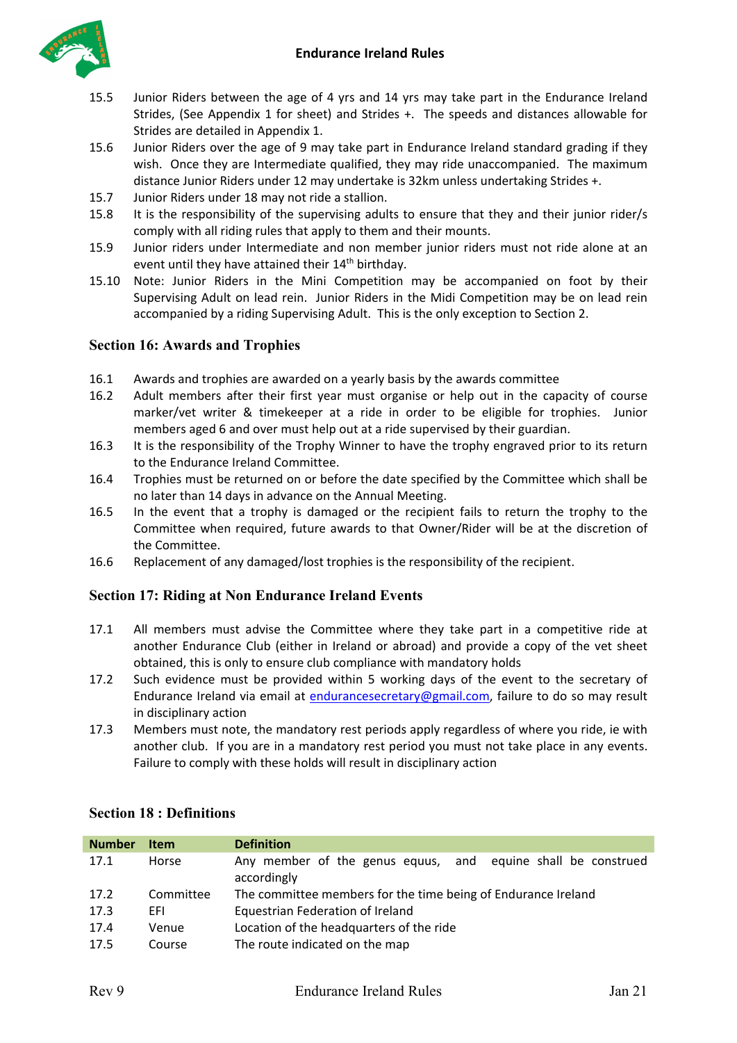15.5 Junior Riders between the age of 4 yrs and 14 yrs may take part in the Endurance Ireland Strides, (See Appendix 1 for sheet) and Strides +. The speeds and distances allowable for Strides are detailed in Appendix 1.

15.6 Junior Riders over the age of 9 may take part in Endurance Ireland standard grading if they wish. Once they are Intermediate qualified, they may ride unaccompanied. The maximum distance Junior Riders under 12 may undertake is 32km unless undertaking Strides +.

15.7 Junior Riders under 18 may not ride a stallion.

15.8 It is the responsibility of the supervising adults to ensure that they and their junior rider/s comply with all riding rules that apply to them and their mounts.

15.9 Junior riders under Intermediate and non member junior riders must not ride alone at an event until they have attained their 14th birthday.

15.10 Note: Junior Riders in the Mini Competition may be accompanied on foot by their Supervising Adult on lead rein. Junior Riders in the Midi Competition may be on lead rein accompanied by a riding Supervising Adult. This is the only exception to Section 2.

## Section 16: Awards and Trophies

16.1 Awards and trophies are awarded on a yearly basis by the awards committee

16.2 Adult members after their first year must organise or help out in the capacity of course marker/vet writer & timekeeper at a ride in order to be eligible for trophies. Junior members aged 6 and over must help out at a ride supervised by their guardian.

16.3 It is the responsibility of the Trophy Winner to have the trophy engraved prior to its return to the Endurance Ireland Committee.

16.4 Trophies must be returned on or before the date specified by the Committee which shall be no later than 14 days in advance on the Annual Meeting.

16.5 In the event that a trophy is damaged or the recipient fails to return the trophy to the Committee when required, future awards to that Owner/Rider will be at the discretion of the Committee.

16.6 Replacement of any damaged/lost trophies is the responsibility of the recipient.

## Section 17: Riding at Non Endurance Ireland Events

17.1 All members must advise the Committee where they take part in a competitive ride at another Endurance Club (either in Ireland or abroad) and provide a copy of the vet sheet obtained, this is only to ensure club compliance with mandatory holds

17.2 Such evidence must be provided within 5 working days of the event to the secretary of Endurance Ireland via email at endurancesecretary@gmail.com, failure to do so may result in disciplinary action

17.3 Members must note, the mandatory rest periods apply regardless of where you ride, ie with another club. If you are in a mandatory rest period you must not take place in any events. Failure to comply with these holds will result in disciplinary action

## Section 18 : Definitions

| Number | Item | Definition |
|---|---|---|
| 17.1 | Horse | Any member of the genus equus, and equine shall be construed accordingly |
| 17.2 | Committee | The committee members for the time being of Endurance Ireland |
| 17.3 | EFI | Equestrian Federation of Ireland |
| 17.4 | Venue | Location of the headquarters of the ride |
| 17.5 | Course | The route indicated on the map |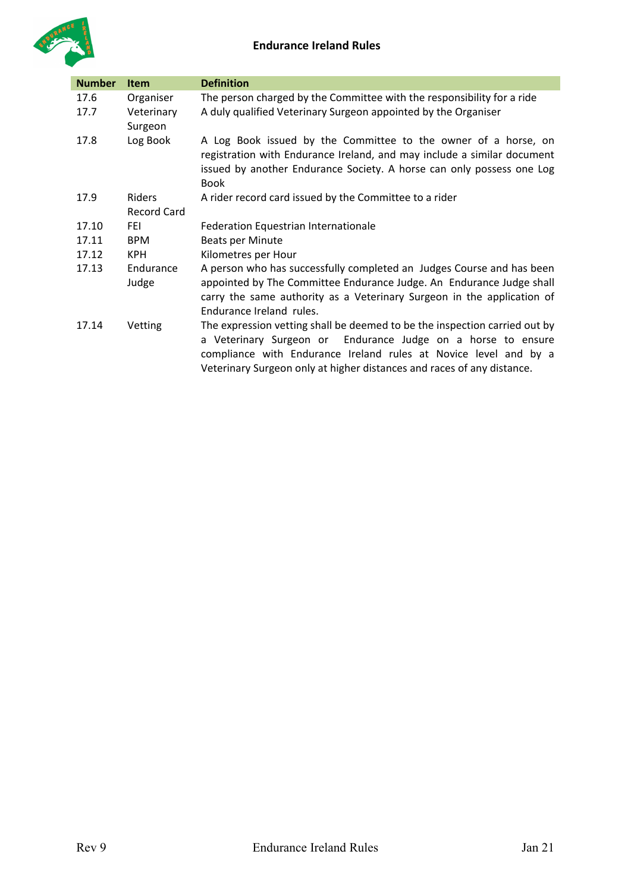| Number | Item | Definition |
|---|---|---|
| 17.6 | Organiser | The person charged by the Committee with the responsibility for a ride |
| 17.7 | Veterinary Surgeon | A duly qualified Veterinary Surgeon appointed by the Organiser |
| 17.8 | Log Book | A Log Book issued by the Committee to the owner of a horse, on registration with Endurance Ireland, and may include a similar document issued by another Endurance Society. A horse can only possess one Log Book |
| 17.9 | Riders Record Card | A rider record card issued by the Committee to a rider |
| 17.10 | FEI | Federation Equestrian Internationale |
| 17.11 | BPM | Beats per Minute |
| 17.12 | KPH | Kilometres per Hour |
| 17.13 | Endurance Judge | A person who has successfully completed an Judges Course and has been appointed by The Committee Endurance Judge. An Endurance Judge shall carry the same authority as a Veterinary Surgeon in the application of Endurance Ireland rules. |
| 17.14 | Vetting | The expression vetting shall be deemed to be the inspection carried out by a Veterinary Surgeon or Endurance Judge on a horse to ensure compliance with Endurance Ireland rules at Novice level and by a Veterinary Surgeon only at higher distances and races of any distance. |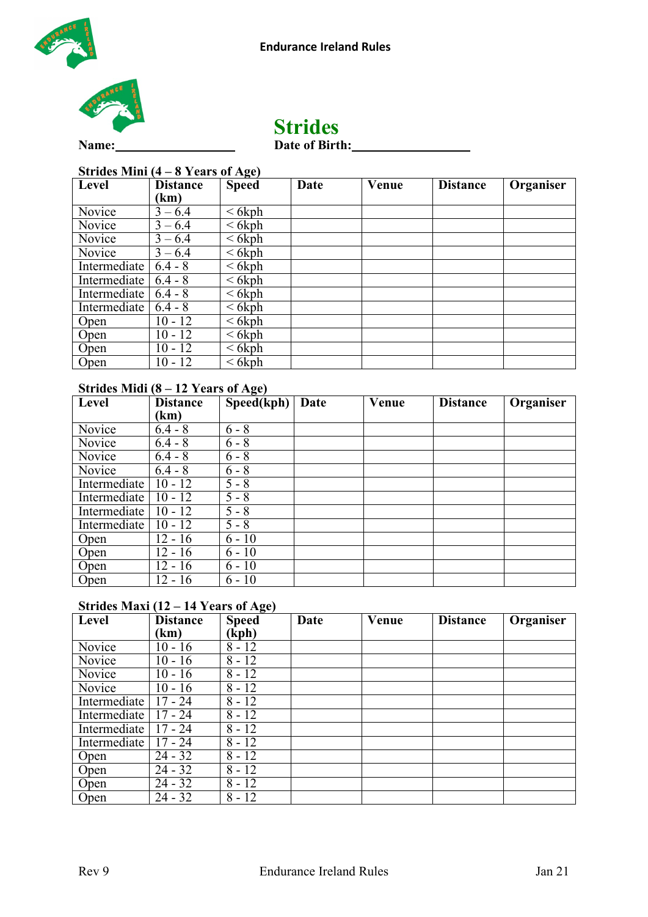# Strides

**Name:**\_\_\_\_\_\_\_\_\_\_\_\_\_\_\_\_\_\_\_\_ **Date of Birth:**\_\_\_\_\_\_\_\_\_\_\_\_\_\_\_\_\_\_\_\_

**Strides Mini (4 – 8 Years of Age)**

| Level | Distance (km) | Speed | Date | Venue | Distance | Organiser |
|---|---|---|---|---|---|---|
| Novice | 3 – 6.4 | < 6kph | | | | |
| Novice | 3 – 6.4 | < 6kph | | | | |
| Novice | 3 – 6.4 | < 6kph | | | | |
| Novice | 3 – 6.4 | < 6kph | | | | |
| Intermediate | 6.4 - 8 | < 6kph | | | | |
| Intermediate | 6.4 - 8 | < 6kph | | | | |
| Intermediate | 6.4 - 8 | < 6kph | | | | |
| Intermediate | 6.4 - 8 | < 6kph | | | | |
| Open | 10 - 12 | < 6kph | | | | |
| Open | 10 - 12 | < 6kph | | | | |
| Open | 10 - 12 | < 6kph | | | | |
| Open | 10 - 12 | < 6kph | | | | |

**Strides Midi (8 – 12 Years of Age)**

| Level | Distance (km) | Speed(kph) | Date | Venue | Distance | Organiser |
|---|---|---|---|---|---|---|
| Novice | 6.4 - 8 | 6 - 8 | | | | |
| Novice | 6.4 - 8 | 6 - 8 | | | | |
| Novice | 6.4 - 8 | 6 - 8 | | | | |
| Novice | 6.4 - 8 | 6 - 8 | | | | |
| Intermediate | 10 - 12 | 5 - 8 | | | | |
| Intermediate | 10 - 12 | 5 - 8 | | | | |
| Intermediate | 10 - 12 | 5 - 8 | | | | |
| Intermediate | 10 - 12 | 5 - 8 | | | | |
| Open | 12 - 16 | 6 - 10 | | | | |
| Open | 12 - 16 | 6 - 10 | | | | |
| Open | 12 - 16 | 6 - 10 | | | | |
| Open | 12 - 16 | 6 - 10 | | | | |

**Strides Maxi (12 – 14 Years of Age)**

| Level | Distance (km) | Speed (kph) | Date | Venue | Distance | Organiser |
|---|---|---|---|---|---|---|
| Novice | 10 - 16 | 8 - 12 | | | | |
| Novice | 10 - 16 | 8 - 12 | | | | |
| Novice | 10 - 16 | 8 - 12 | | | | |
| Novice | 10 - 16 | 8 - 12 | | | | |
| Intermediate | 17 - 24 | 8 - 12 | | | | |
| Intermediate | 17 - 24 | 8 - 12 | | | | |
| Intermediate | 17 - 24 | 8 - 12 | | | | |
| Intermediate | 17 - 24 | 8 - 12 | | | | |
| Open | 24 - 32 | 8 - 12 | | | | |
| Open | 24 - 32 | 8 - 12 | | | | |
| Open | 24 - 32 | 8 - 12 | | | | |
| Open | 24 - 32 | 8 - 12 | | | | |